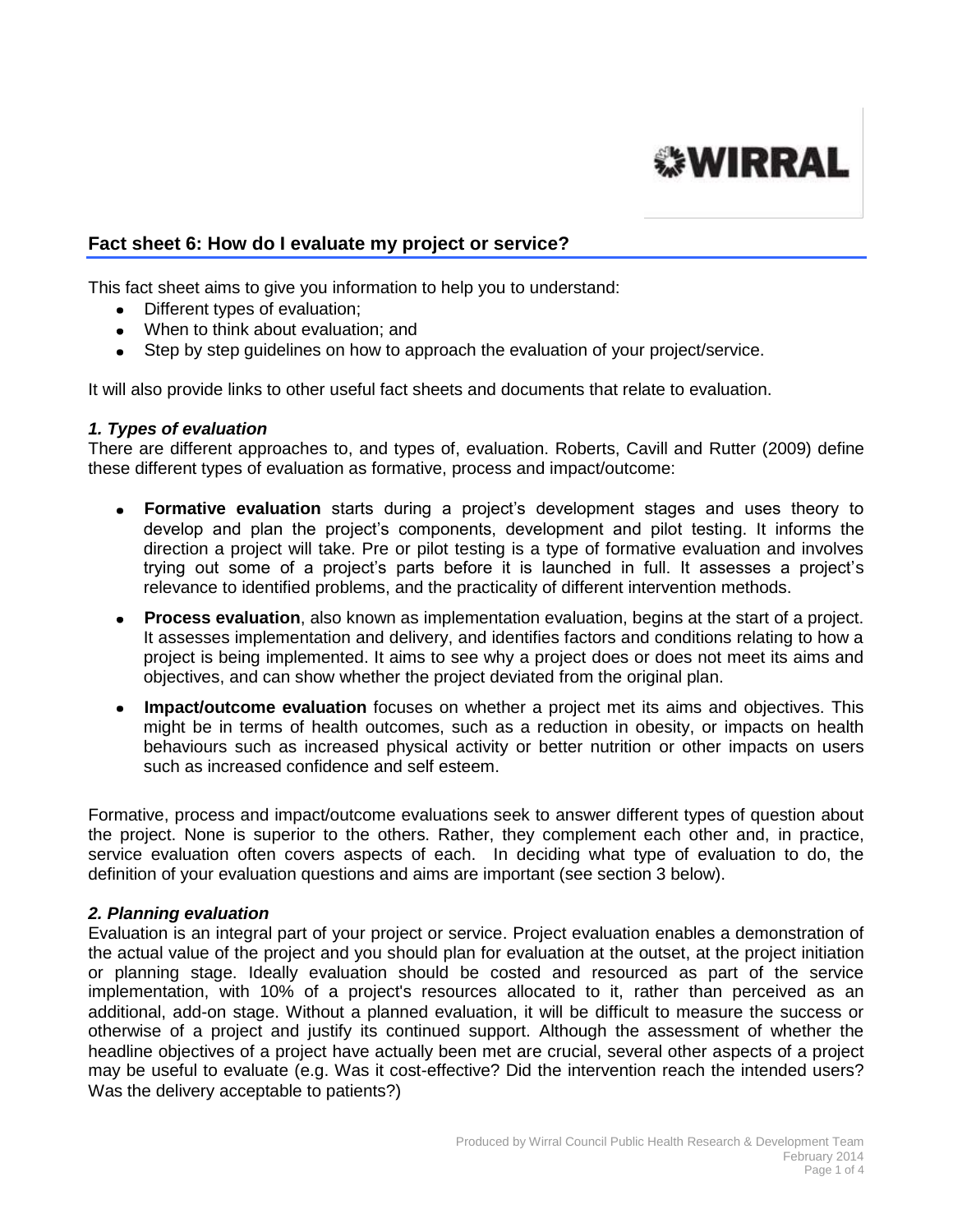WIRRAL

## Fact sheet 6: How do I evaluate my project or service?

This fact sheet aims to give you information to help you to understand:

- Different types of evaluation;
- When to think about evaluation; and
- Step by step guidelines on how to approach the evaluation of your project/service.

It will also provide links to other useful fact sheets and documents that relate to evaluation.

### *1. Types of evaluation*

There are different approaches to, and types of, evaluation. Roberts, Cavill and Rutter (2009) define these different types of evaluation as formative, process and impact/outcome:

- **Formative evaluation** starts during a project's development stages and uses theory to develop and plan the project's components, development and pilot testing. It informs the direction a project will take. Pre or pilot testing is a type of formative evaluation and involves trying out some of a project's parts before it is launched in full. It assesses a project's relevance to identified problems, and the practicality of different intervention methods.
- **Process evaluation**, also known as implementation evaluation, begins at the start of a project. It assesses implementation and delivery, and identifies factors and conditions relating to how a project is being implemented. It aims to see why a project does or does not meet its aims and objectives, and can show whether the project deviated from the original plan.
- **Impact/outcome evaluation** focuses on whether a project met its aims and objectives. This might be in terms of health outcomes, such as a reduction in obesity, or impacts on health behaviours such as increased physical activity or better nutrition or other impacts on users such as increased confidence and self esteem.

Formative, process and impact/outcome evaluations seek to answer different types of question about the project. None is superior to the others. Rather, they complement each other and, in practice, service evaluation often covers aspects of each. In deciding what type of evaluation to do, the definition of your evaluation questions and aims are important (see section 3 below).

### *2. Planning evaluation*

Evaluation is an integral part of your project or service. Project evaluation enables a demonstration of the actual value of the project and you should plan for evaluation at the outset, at the project initiation or planning stage. Ideally evaluation should be costed and resourced as part of the service implementation, with 10% of a project's resources allocated to it, rather than perceived as an additional, add-on stage. Without a planned evaluation, it will be difficult to measure the success or otherwise of a project and justify its continued support. Although the assessment of whether the headline objectives of a project have actually been met are crucial, several other aspects of a project may be useful to evaluate (e.g. Was it cost-effective? Did the intervention reach the intended users? Was the delivery acceptable to patients?)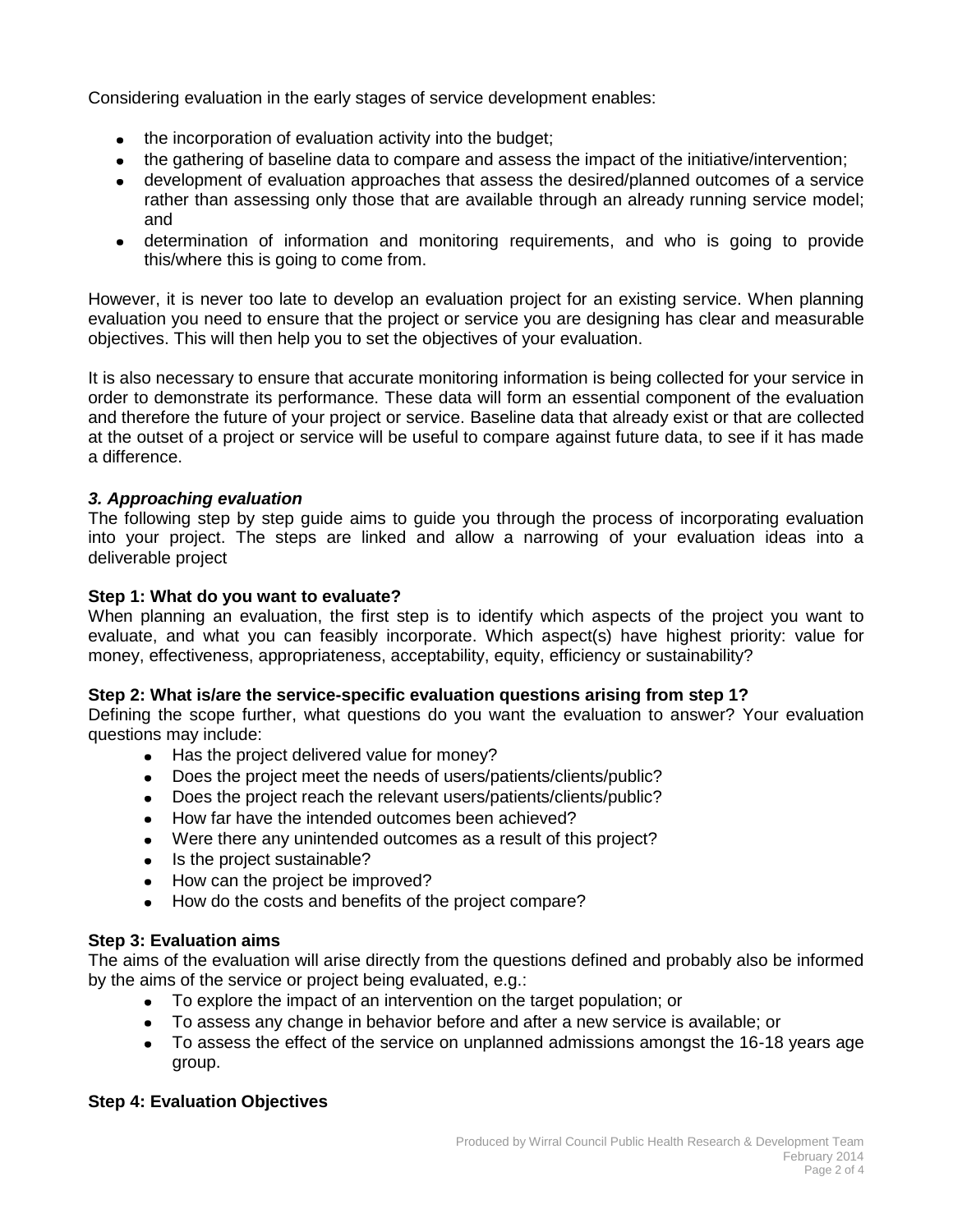Considering evaluation in the early stages of service development enables:

- the incorporation of evaluation activity into the budget;
- the gathering of baseline data to compare and assess the impact of the initiative/intervention;
- development of evaluation approaches that assess the desired/planned outcomes of a service rather than assessing only those that are available through an already running service model; and
- determination of information and monitoring requirements, and who is going to provide this/where this is going to come from.

However, it is never too late to develop an evaluation project for an existing service. When planning evaluation you need to ensure that the project or service you are designing has clear and measurable objectives. This will then help you to set the objectives of your evaluation.

It is also necessary to ensure that accurate monitoring information is being collected for your service in order to demonstrate its performance. These data will form an essential component of the evaluation and therefore the future of your project or service. Baseline data that already exist or that are collected at the outset of a project or service will be useful to compare against future data, to see if it has made a difference.

### *3. Approaching evaluation*

The following step by step guide aims to guide you through the process of incorporating evaluation into your project. The steps are linked and allow a narrowing of your evaluation ideas into a deliverable project

**Step 1: What do you want to evaluate?**

When planning an evaluation, the first step is to identify which aspects of the project you want to evaluate, and what you can feasibly incorporate. Which aspect(s) have highest priority: value for money, effectiveness, appropriateness, acceptability, equity, efficiency or sustainability?

**Step 2: What is/are the service-specific evaluation questions arising from step 1?**

Defining the scope further, what questions do you want the evaluation to answer? Your evaluation questions may include:

- Has the project delivered value for money?
- Does the project meet the needs of users/patients/clients/public?
- Does the project reach the relevant users/patients/clients/public?
- How far have the intended outcomes been achieved?
- Were there any unintended outcomes as a result of this project?
- Is the project sustainable?
- How can the project be improved?
- How do the costs and benefits of the project compare?

**Step 3: Evaluation aims**

The aims of the evaluation will arise directly from the questions defined and probably also be informed by the aims of the service or project being evaluated, e.g.:

- To explore the impact of an intervention on the target population; or
- To assess any change in behavior before and after a new service is available; or
- To assess the effect of the service on unplanned admissions amongst the 16-18 years age group.

**Step 4: Evaluation Objectives**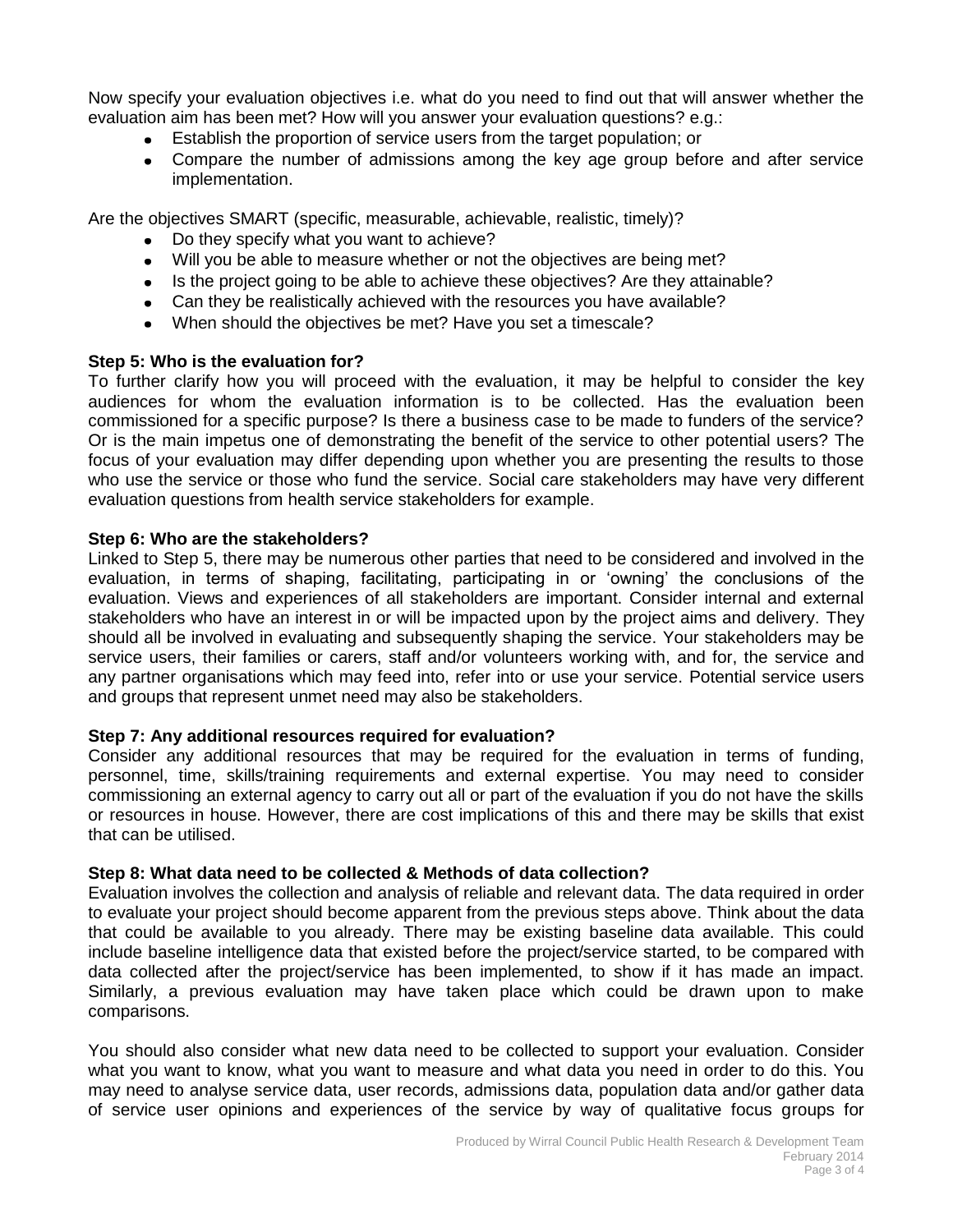Now specify your evaluation objectives i.e. what do you need to find out that will answer whether the evaluation aim has been met? How will you answer your evaluation questions? e.g.:

- Establish the proportion of service users from the target population; or
- Compare the number of admissions among the key age group before and after service implementation.

Are the objectives SMART (specific, measurable, achievable, realistic, timely)?

- Do they specify what you want to achieve?
- Will you be able to measure whether or not the objectives are being met?
- Is the project going to be able to achieve these objectives? Are they attainable?
- Can they be realistically achieved with the resources you have available?
- When should the objectives be met? Have you set a timescale?

**Step 5: Who is the evaluation for?**

To further clarify how you will proceed with the evaluation, it may be helpful to consider the key audiences for whom the evaluation information is to be collected. Has the evaluation been commissioned for a specific purpose? Is there a business case to be made to funders of the service? Or is the main impetus one of demonstrating the benefit of the service to other potential users? The focus of your evaluation may differ depending upon whether you are presenting the results to those who use the service or those who fund the service. Social care stakeholders may have very different evaluation questions from health service stakeholders for example.

**Step 6: Who are the stakeholders?**

Linked to Step 5, there may be numerous other parties that need to be considered and involved in the evaluation, in terms of shaping, facilitating, participating in or 'owning' the conclusions of the evaluation. Views and experiences of all stakeholders are important. Consider internal and external stakeholders who have an interest in or will be impacted upon by the project aims and delivery. They should all be involved in evaluating and subsequently shaping the service. Your stakeholders may be service users, their families or carers, staff and/or volunteers working with, and for, the service and any partner organisations which may feed into, refer into or use your service. Potential service users and groups that represent unmet need may also be stakeholders.

**Step 7: Any additional resources required for evaluation?**

Consider any additional resources that may be required for the evaluation in terms of funding, personnel, time, skills/training requirements and external expertise. You may need to consider commissioning an external agency to carry out all or part of the evaluation if you do not have the skills or resources in house. However, there are cost implications of this and there may be skills that exist that can be utilised.

**Step 8: What data need to be collected & Methods of data collection?**

Evaluation involves the collection and analysis of reliable and relevant data. The data required in order to evaluate your project should become apparent from the previous steps above. Think about the data that could be available to you already. There may be existing baseline data available. This could include baseline intelligence data that existed before the project/service started, to be compared with data collected after the project/service has been implemented, to show if it has made an impact. Similarly, a previous evaluation may have taken place which could be drawn upon to make comparisons.

You should also consider what new data need to be collected to support your evaluation. Consider what you want to know, what you want to measure and what data you need in order to do this. You may need to analyse service data, user records, admissions data, population data and/or gather data of service user opinions and experiences of the service by way of qualitative focus groups for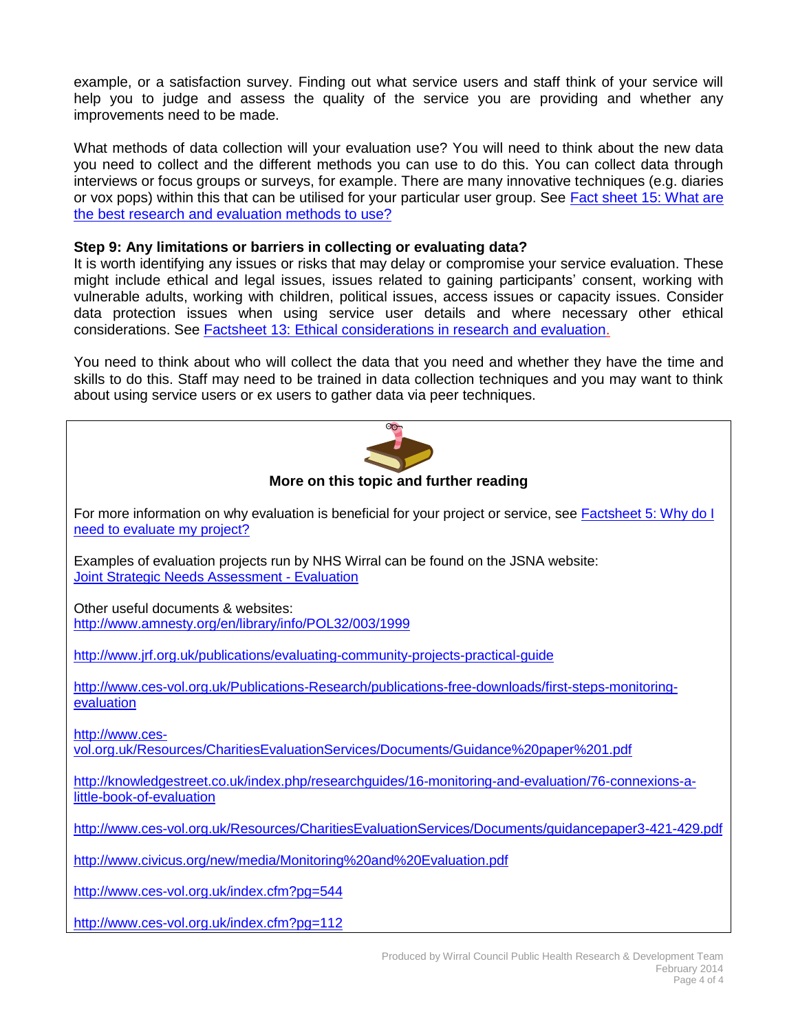example, or a satisfaction survey. Finding out what service users and staff think of your service will help you to judge and assess the quality of the service you are providing and whether any improvements need to be made.

What methods of data collection will your evaluation use? You will need to think about the new data you need to collect and the different methods you can use to do this. You can collect data through interviews or focus groups or surveys, for example. There are many innovative techniques (e.g. diaries or vox pops) within this that can be utilised for your particular user group. See [Fact sheet 15: What are the best research and evaluation methods to use?]

**Step 9: Any limitations or barriers in collecting or evaluating data?**

It is worth identifying any issues or risks that may delay or compromise your service evaluation. These might include ethical and legal issues, issues related to gaining participants' consent, working with vulnerable adults, working with children, political issues, access issues or capacity issues. Consider data protection issues when using service user details and where necessary other ethical considerations. See [Factsheet 13: Ethical considerations in research and evaluation.]

You need to think about who will collect the data that you need and whether they have the time and skills to do this. Staff may need to be trained in data collection techniques and you may want to think about using service users or ex users to gather data via peer techniques.

**More on this topic and further reading**

For more information on why evaluation is beneficial for your project or service, see [Factsheet 5: Why do I need to evaluate my project?]

Examples of evaluation projects run by NHS Wirral can be found on the JSNA website:
[Joint Strategic Needs Assessment - Evaluation]

Other useful documents & websites:
http://www.amnesty.org/en/library/info/POL32/003/1999

http://www.jrf.org.uk/publications/evaluating-community-projects-practical-guide

http://www.ces-vol.org.uk/Publications-Research/publications-free-downloads/first-steps-monitoring-evaluation

http://www.ces-vol.org.uk/Resources/CharitiesEvaluationServices/Documents/Guidance%20paper%201.pdf

http://knowledgestreet.co.uk/index.php/researchguides/16-monitoring-and-evaluation/76-connexions-a-little-book-of-evaluation

http://www.ces-vol.org.uk/Resources/CharitiesEvaluationServices/Documents/guidancepaper3-421-429.pdf

http://www.civicus.org/new/media/Monitoring%20and%20Evaluation.pdf

http://www.ces-vol.org.uk/index.cfm?pg=544

http://www.ces-vol.org.uk/index.cfm?pg=112

Produced by Wirral Council Public Health Research & Development Team
February 2014